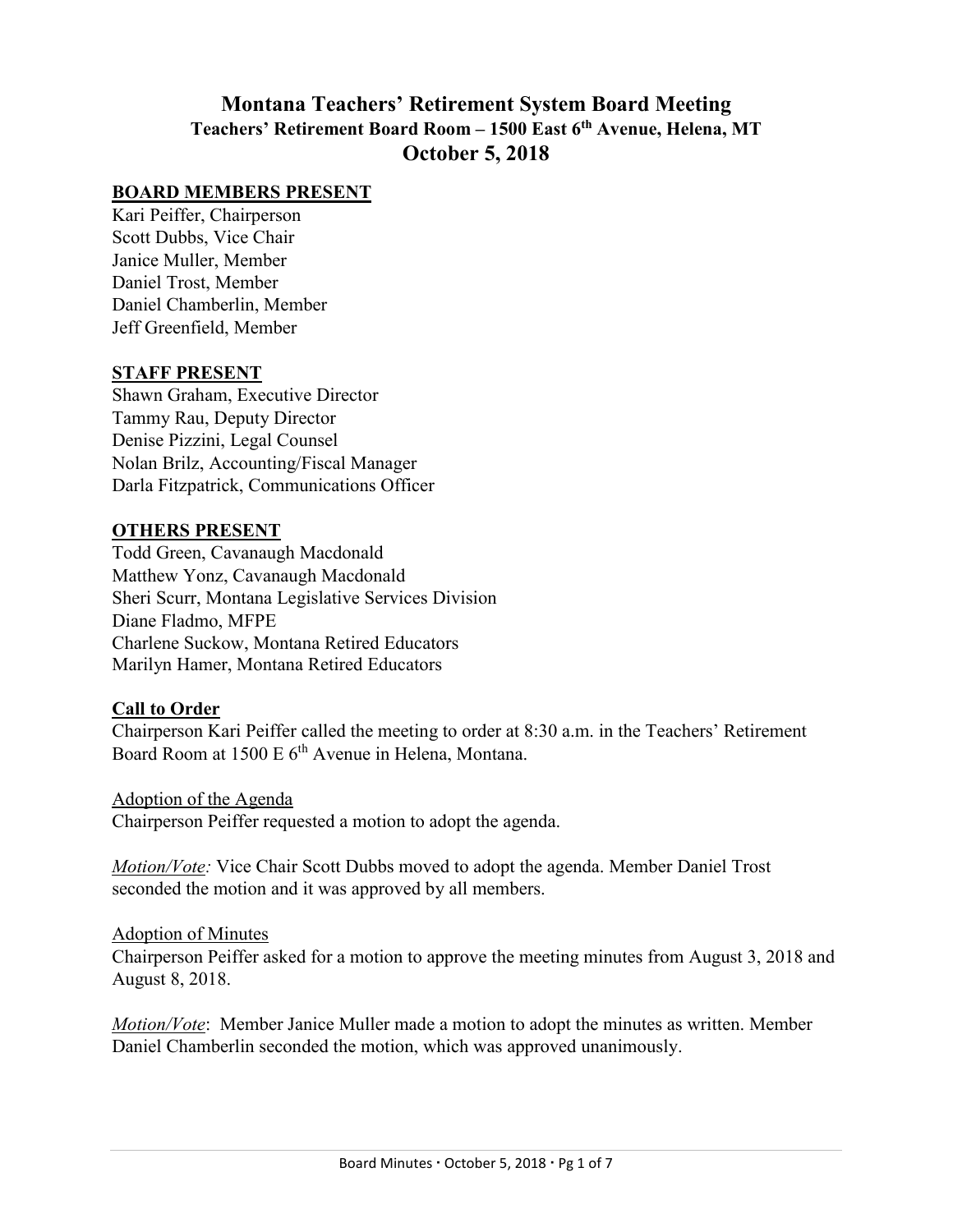# Montana Teachers' Retirement System Board Meeting

### Teachers' Retirement Board Room – 1500 East 6th Avenue, Helena, MT

## October 5, 2018

**BOARD MEMBERS PRESENT**

Kari Peiffer, Chairperson
Scott Dubbs, Vice Chair
Janice Muller, Member
Daniel Trost, Member
Daniel Chamberlin, Member
Jeff Greenfield, Member

**STAFF PRESENT**

Shawn Graham, Executive Director
Tammy Rau, Deputy Director
Denise Pizzini, Legal Counsel
Nolan Brilz, Accounting/Fiscal Manager
Darla Fitzpatrick, Communications Officer

**OTHERS PRESENT**

Todd Green, Cavanaugh Macdonald
Matthew Yonz, Cavanaugh Macdonald
Sheri Scurr, Montana Legislative Services Division
Diane Fladmo, MFPE
Charlene Suckow, Montana Retired Educators
Marilyn Hamer, Montana Retired Educators

**Call to Order**

Chairperson Kari Peiffer called the meeting to order at 8:30 a.m. in the Teachers' Retirement Board Room at 1500 E 6th Avenue in Helena, Montana.

Adoption of the Agenda

Chairperson Peiffer requested a motion to adopt the agenda.

*Motion/Vote:* Vice Chair Scott Dubbs moved to adopt the agenda. Member Daniel Trost seconded the motion and it was approved by all members.

Adoption of Minutes

Chairperson Peiffer asked for a motion to approve the meeting minutes from August 3, 2018 and August 8, 2018.

*Motion/Vote*: Member Janice Muller made a motion to adopt the minutes as written. Member Daniel Chamberlin seconded the motion, which was approved unanimously.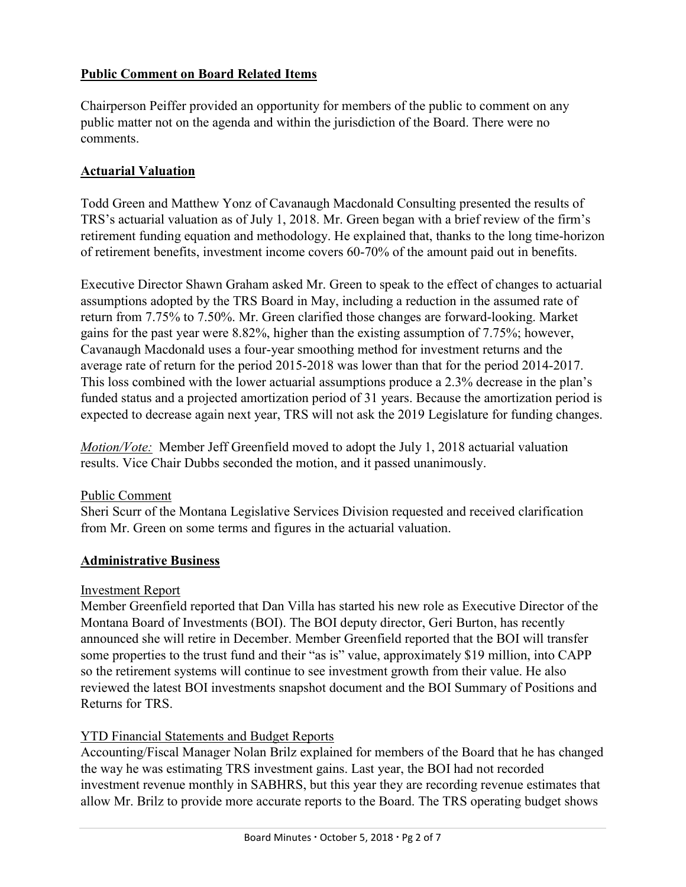## **Public Comment on Board Related Items**

Chairperson Peiffer provided an opportunity for members of the public to comment on any public matter not on the agenda and within the jurisdiction of the Board. There were no comments.

## **Actuarial Valuation**

Todd Green and Matthew Yonz of Cavanaugh Macdonald Consulting presented the results of TRS's actuarial valuation as of July 1, 2018. Mr. Green began with a brief review of the firm's retirement funding equation and methodology. He explained that, thanks to the long time-horizon of retirement benefits, investment income covers 60-70% of the amount paid out in benefits.

Executive Director Shawn Graham asked Mr. Green to speak to the effect of changes to actuarial assumptions adopted by the TRS Board in May, including a reduction in the assumed rate of return from 7.75% to 7.50%. Mr. Green clarified those changes are forward-looking. Market gains for the past year were 8.82%, higher than the existing assumption of 7.75%; however, Cavanaugh Macdonald uses a four-year smoothing method for investment returns and the average rate of return for the period 2015-2018 was lower than that for the period 2014-2017. This loss combined with the lower actuarial assumptions produce a 2.3% decrease in the plan's funded status and a projected amortization period of 31 years. Because the amortization period is expected to decrease again next year, TRS will not ask the 2019 Legislature for funding changes.

*Motion/Vote:* Member Jeff Greenfield moved to adopt the July 1, 2018 actuarial valuation results. Vice Chair Dubbs seconded the motion, and it passed unanimously.

Public Comment

Sheri Scurr of the Montana Legislative Services Division requested and received clarification from Mr. Green on some terms and figures in the actuarial valuation.

## **Administrative Business**

Investment Report

Member Greenfield reported that Dan Villa has started his new role as Executive Director of the Montana Board of Investments (BOI). The BOI deputy director, Geri Burton, has recently announced she will retire in December. Member Greenfield reported that the BOI will transfer some properties to the trust fund and their "as is" value, approximately $19 million, into CAPP so the retirement systems will continue to see investment growth from their value. He also reviewed the latest BOI investments snapshot document and the BOI Summary of Positions and Returns for TRS.

YTD Financial Statements and Budget Reports

Accounting/Fiscal Manager Nolan Brilz explained for members of the Board that he has changed the way he was estimating TRS investment gains. Last year, the BOI had not recorded investment revenue monthly in SABHRS, but this year they are recording revenue estimates that allow Mr. Brilz to provide more accurate reports to the Board. The TRS operating budget shows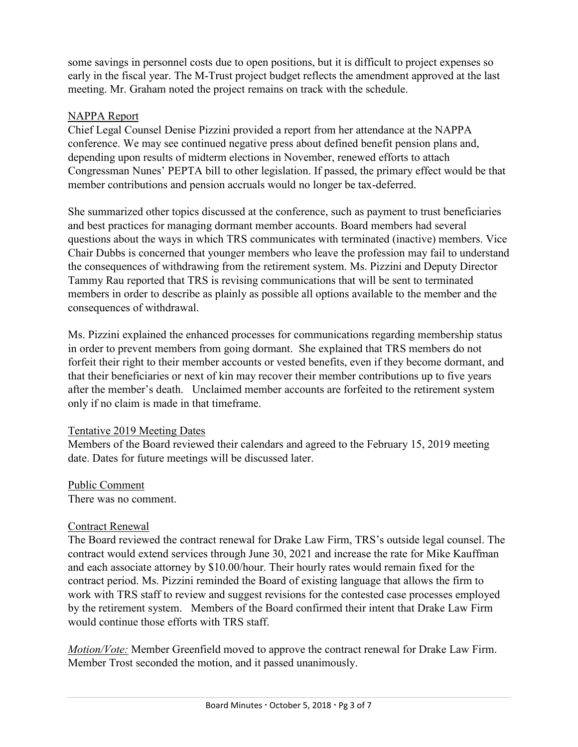some savings in personnel costs due to open positions, but it is difficult to project expenses so early in the fiscal year. The M-Trust project budget reflects the amendment approved at the last meeting. Mr. Graham noted the project remains on track with the schedule.

## NAPPA Report

Chief Legal Counsel Denise Pizzini provided a report from her attendance at the NAPPA conference. We may see continued negative press about defined benefit pension plans and, depending upon results of midterm elections in November, renewed efforts to attach Congressman Nunes' PEPTA bill to other legislation. If passed, the primary effect would be that member contributions and pension accruals would no longer be tax-deferred.

She summarized other topics discussed at the conference, such as payment to trust beneficiaries and best practices for managing dormant member accounts. Board members had several questions about the ways in which TRS communicates with terminated (inactive) members. Vice Chair Dubbs is concerned that younger members who leave the profession may fail to understand the consequences of withdrawing from the retirement system. Ms. Pizzini and Deputy Director Tammy Rau reported that TRS is revising communications that will be sent to terminated members in order to describe as plainly as possible all options available to the member and the consequences of withdrawal.

Ms. Pizzini explained the enhanced processes for communications regarding membership status in order to prevent members from going dormant. She explained that TRS members do not forfeit their right to their member accounts or vested benefits, even if they become dormant, and that their beneficiaries or next of kin may recover their member contributions up to five years after the member's death. Unclaimed member accounts are forfeited to the retirement system only if no claim is made in that timeframe.

## Tentative 2019 Meeting Dates

Members of the Board reviewed their calendars and agreed to the February 15, 2019 meeting date. Dates for future meetings will be discussed later.

## Public Comment

There was no comment.

## Contract Renewal

The Board reviewed the contract renewal for Drake Law Firm, TRS's outside legal counsel. The contract would extend services through June 30, 2021 and increase the rate for Mike Kauffman and each associate attorney by $10.00/hour. Their hourly rates would remain fixed for the contract period. Ms. Pizzini reminded the Board of existing language that allows the firm to work with TRS staff to review and suggest revisions for the contested case processes employed by the retirement system. Members of the Board confirmed their intent that Drake Law Firm would continue those efforts with TRS staff.

*Motion/Vote:* Member Greenfield moved to approve the contract renewal for Drake Law Firm. Member Trost seconded the motion, and it passed unanimously.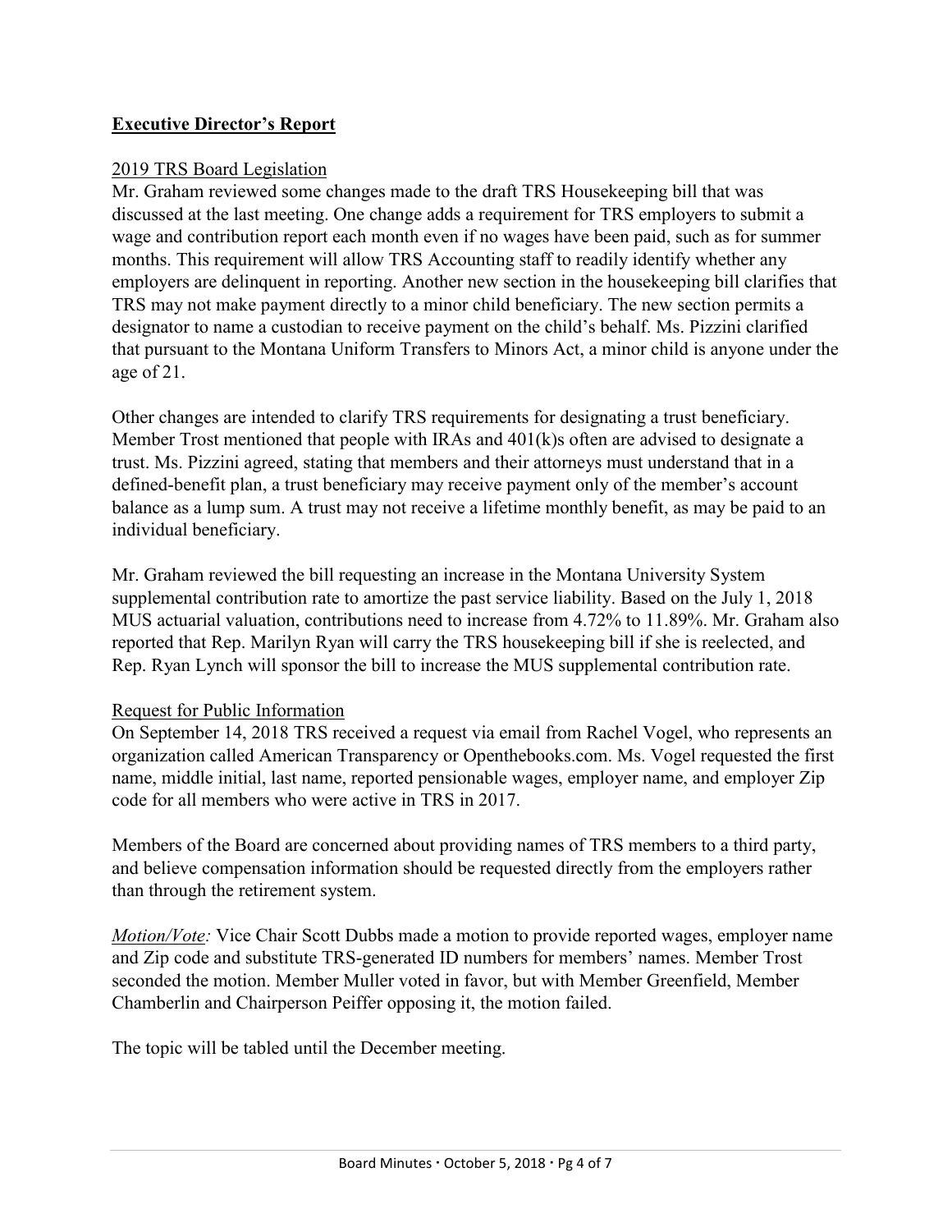## **Executive Director's Report**

2019 TRS Board Legislation

Mr. Graham reviewed some changes made to the draft TRS Housekeeping bill that was discussed at the last meeting. One change adds a requirement for TRS employers to submit a wage and contribution report each month even if no wages have been paid, such as for summer months. This requirement will allow TRS Accounting staff to readily identify whether any employers are delinquent in reporting. Another new section in the housekeeping bill clarifies that TRS may not make payment directly to a minor child beneficiary. The new section permits a designator to name a custodian to receive payment on the child's behalf. Ms. Pizzini clarified that pursuant to the Montana Uniform Transfers to Minors Act, a minor child is anyone under the age of 21.

Other changes are intended to clarify TRS requirements for designating a trust beneficiary. Member Trost mentioned that people with IRAs and 401(k)s often are advised to designate a trust. Ms. Pizzini agreed, stating that members and their attorneys must understand that in a defined-benefit plan, a trust beneficiary may receive payment only of the member's account balance as a lump sum. A trust may not receive a lifetime monthly benefit, as may be paid to an individual beneficiary.

Mr. Graham reviewed the bill requesting an increase in the Montana University System supplemental contribution rate to amortize the past service liability. Based on the July 1, 2018 MUS actuarial valuation, contributions need to increase from 4.72% to 11.89%. Mr. Graham also reported that Rep. Marilyn Ryan will carry the TRS housekeeping bill if she is reelected, and Rep. Ryan Lynch will sponsor the bill to increase the MUS supplemental contribution rate.

Request for Public Information

On September 14, 2018 TRS received a request via email from Rachel Vogel, who represents an organization called American Transparency or Openthebooks.com. Ms. Vogel requested the first name, middle initial, last name, reported pensionable wages, employer name, and employer Zip code for all members who were active in TRS in 2017.

Members of the Board are concerned about providing names of TRS members to a third party, and believe compensation information should be requested directly from the employers rather than through the retirement system.

*Motion/Vote:* Vice Chair Scott Dubbs made a motion to provide reported wages, employer name and Zip code and substitute TRS-generated ID numbers for members' names. Member Trost seconded the motion. Member Muller voted in favor, but with Member Greenfield, Member Chamberlin and Chairperson Peiffer opposing it, the motion failed.

The topic will be tabled until the December meeting.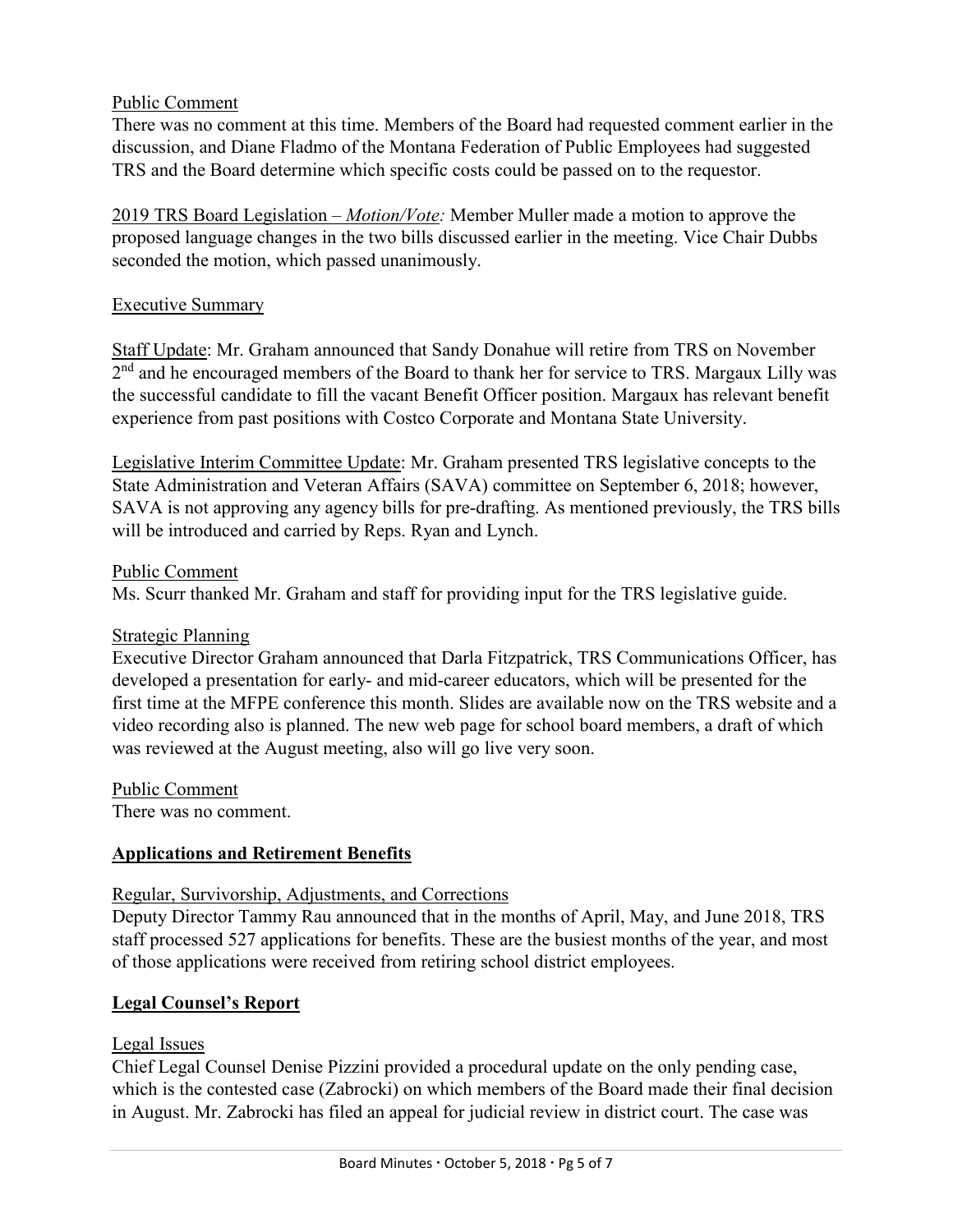Public Comment

There was no comment at this time. Members of the Board had requested comment earlier in the discussion, and Diane Fladmo of the Montana Federation of Public Employees had suggested TRS and the Board determine which specific costs could be passed on to the requestor.

2019 TRS Board Legislation – *Motion/Vote:* Member Muller made a motion to approve the proposed language changes in the two bills discussed earlier in the meeting. Vice Chair Dubbs seconded the motion, which passed unanimously.

Executive Summary

Staff Update: Mr. Graham announced that Sandy Donahue will retire from TRS on November 2nd and he encouraged members of the Board to thank her for service to TRS. Margaux Lilly was the successful candidate to fill the vacant Benefit Officer position. Margaux has relevant benefit experience from past positions with Costco Corporate and Montana State University.

Legislative Interim Committee Update: Mr. Graham presented TRS legislative concepts to the State Administration and Veteran Affairs (SAVA) committee on September 6, 2018; however, SAVA is not approving any agency bills for pre-drafting. As mentioned previously, the TRS bills will be introduced and carried by Reps. Ryan and Lynch.

Public Comment

Ms. Scurr thanked Mr. Graham and staff for providing input for the TRS legislative guide.

Strategic Planning

Executive Director Graham announced that Darla Fitzpatrick, TRS Communications Officer, has developed a presentation for early- and mid-career educators, which will be presented for the first time at the MFPE conference this month. Slides are available now on the TRS website and a video recording also is planned. The new web page for school board members, a draft of which was reviewed at the August meeting, also will go live very soon.

Public Comment

There was no comment.

## **Applications and Retirement Benefits**

Regular, Survivorship, Adjustments, and Corrections

Deputy Director Tammy Rau announced that in the months of April, May, and June 2018, TRS staff processed 527 applications for benefits. These are the busiest months of the year, and most of those applications were received from retiring school district employees.

## **Legal Counsel's Report**

Legal Issues

Chief Legal Counsel Denise Pizzini provided a procedural update on the only pending case, which is the contested case (Zabrocki) on which members of the Board made their final decision in August. Mr. Zabrocki has filed an appeal for judicial review in district court. The case was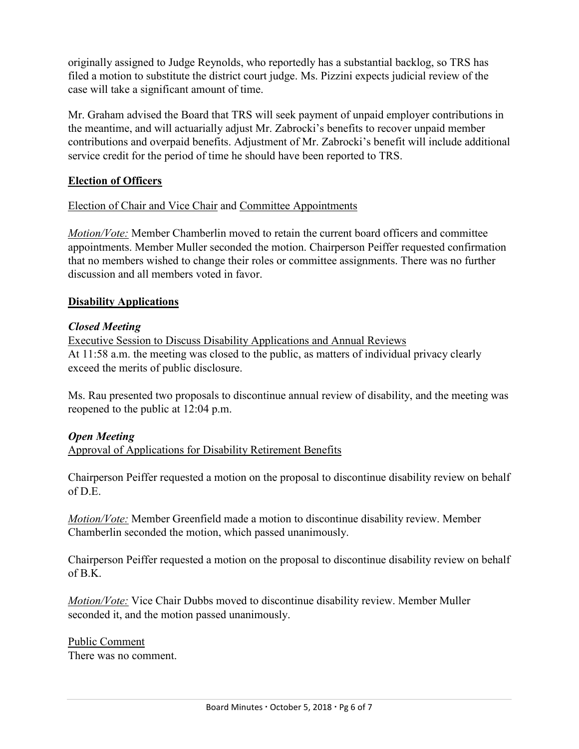originally assigned to Judge Reynolds, who reportedly has a substantial backlog, so TRS has filed a motion to substitute the district court judge. Ms. Pizzini expects judicial review of the case will take a significant amount of time.

Mr. Graham advised the Board that TRS will seek payment of unpaid employer contributions in the meantime, and will actuarially adjust Mr. Zabrocki's benefits to recover unpaid member contributions and overpaid benefits. Adjustment of Mr. Zabrocki's benefit will include additional service credit for the period of time he should have been reported to TRS.

## **Election of Officers**

Election of Chair and Vice Chair and Committee Appointments

*Motion/Vote:* Member Chamberlin moved to retain the current board officers and committee appointments. Member Muller seconded the motion. Chairperson Peiffer requested confirmation that no members wished to change their roles or committee assignments. There was no further discussion and all members voted in favor.

## **Disability Applications**

### ***Closed Meeting***

Executive Session to Discuss Disability Applications and Annual Reviews

At 11:58 a.m. the meeting was closed to the public, as matters of individual privacy clearly exceed the merits of public disclosure.

Ms. Rau presented two proposals to discontinue annual review of disability, and the meeting was reopened to the public at 12:04 p.m.

### ***Open Meeting***

Approval of Applications for Disability Retirement Benefits

Chairperson Peiffer requested a motion on the proposal to discontinue disability review on behalf of D.E.

*Motion/Vote:* Member Greenfield made a motion to discontinue disability review. Member Chamberlin seconded the motion, which passed unanimously.

Chairperson Peiffer requested a motion on the proposal to discontinue disability review on behalf of B.K.

*Motion/Vote:* Vice Chair Dubbs moved to discontinue disability review. Member Muller seconded it, and the motion passed unanimously.

Public Comment

There was no comment.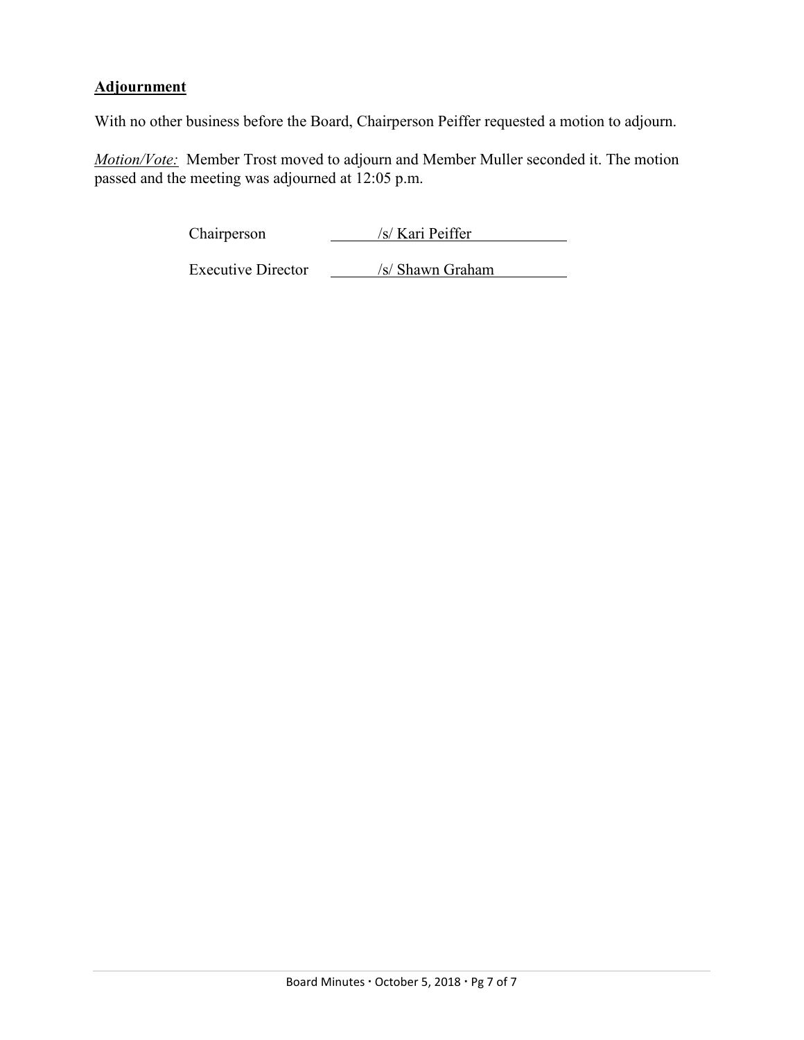**Adjournment**

With no other business before the Board, Chairperson Peiffer requested a motion to adjourn.

*Motion/Vote:* Member Trost moved to adjourn and Member Muller seconded it. The motion passed and the meeting was adjourned at 12:05 p.m.

Chairperson /s/ Kari Peiffer

Executive Director /s/ Shawn Graham